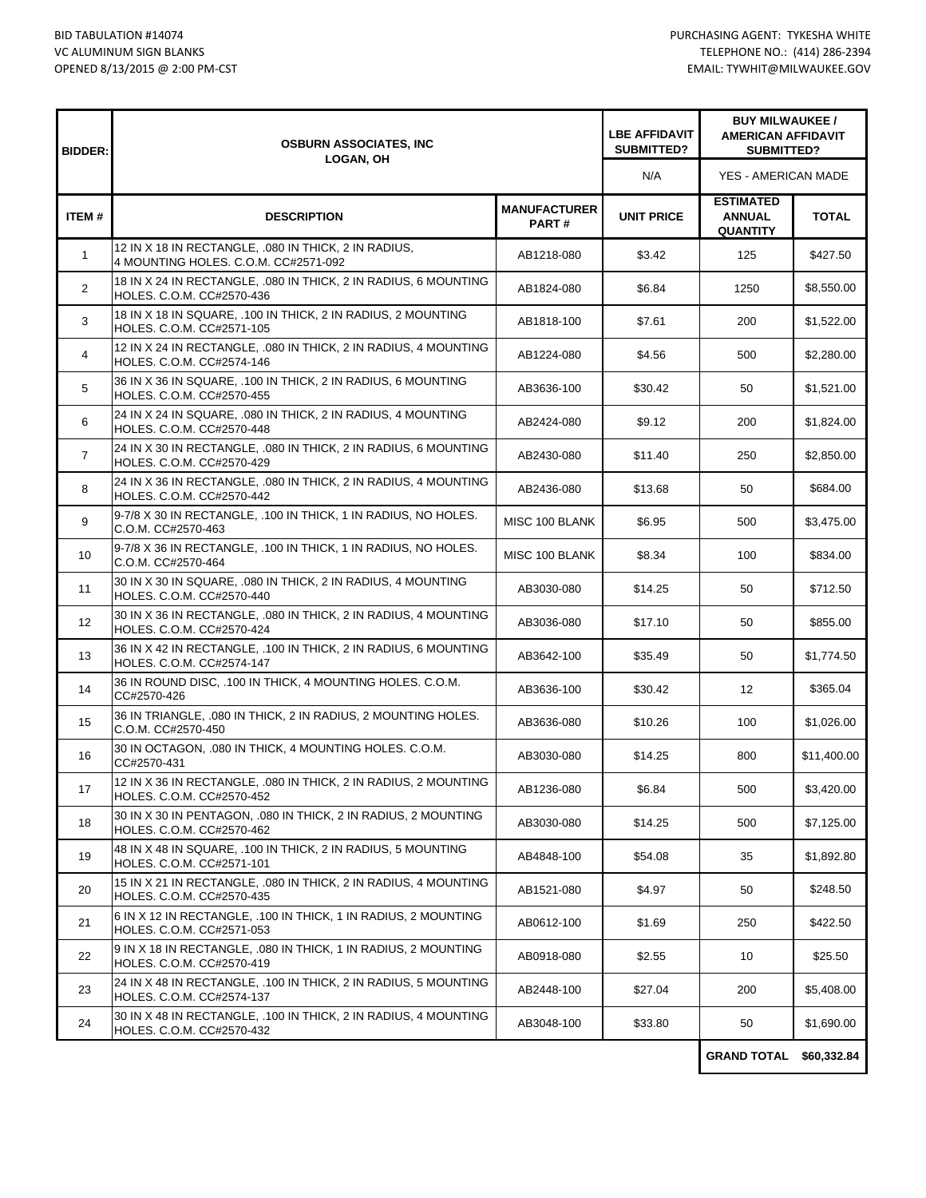BID TABULATION #14074
VC ALUMINUM SIGN BLANKS
OPENED 8/13/2015 @ 2:00 PM-CST

PURCHASING AGENT: TYKESHA WHITE
TELEPHONE NO.: (414) 286-2394
EMAIL: TYWHIT@MILWAUKEE.GOV

| BIDDER: | OSBURN ASSOCIATES, INC LOGAN, OH | | LBE AFFIDAVIT SUBMITTED? | BUY MILWAUKEE / AMERICAN AFFIDAVIT SUBMITTED? | |
|---|---|---|---|---|---|
| | | | N/A | YES - AMERICAN MADE | |
| **ITEM #** | **DESCRIPTION** | **MANUFACTURER PART #** | **UNIT PRICE** | **ESTIMATED ANNUAL QUANTITY** | **TOTAL** |
| 1 | 12 IN X 18 IN RECTANGLE, .080 IN THICK, 2 IN RADIUS, 4 MOUNTING HOLES. C.O.M. CC#2571-092 | AB1218-080 | $3.42 | 125 | $427.50 |
| 2 | 18 IN X 24 IN RECTANGLE, .080 IN THICK, 2 IN RADIUS, 6 MOUNTING HOLES. C.O.M. CC#2570-436 | AB1824-080 | $6.84 | 1250 | $8,550.00 |
| 3 | 18 IN X 18 IN SQUARE, .100 IN THICK, 2 IN RADIUS, 2 MOUNTING HOLES. C.O.M. CC#2571-105 | AB1818-100 | $7.61 | 200 | $1,522.00 |
| 4 | 12 IN X 24 IN RECTANGLE, .080 IN THICK, 2 IN RADIUS, 4 MOUNTING HOLES. C.O.M. CC#2574-146 | AB1224-080 | $4.56 | 500 | $2,280.00 |
| 5 | 36 IN X 36 IN SQUARE, .100 IN THICK, 2 IN RADIUS, 6 MOUNTING HOLES. C.O.M. CC#2570-455 | AB3636-100 | $30.42 | 50 | $1,521.00 |
| 6 | 24 IN X 24 IN SQUARE, .080 IN THICK, 2 IN RADIUS, 4 MOUNTING HOLES. C.O.M. CC#2570-448 | AB2424-080 | $9.12 | 200 | $1,824.00 |
| 7 | 24 IN X 30 IN RECTANGLE, .080 IN THICK, 2 IN RADIUS, 6 MOUNTING HOLES. C.O.M. CC#2570-429 | AB2430-080 | $11.40 | 250 | $2,850.00 |
| 8 | 24 IN X 36 IN RECTANGLE, .080 IN THICK, 2 IN RADIUS, 4 MOUNTING HOLES. C.O.M. CC#2570-442 | AB2436-080 | $13.68 | 50 | $684.00 |
| 9 | 9-7/8 X 30 IN RECTANGLE, .100 IN THICK, 1 IN RADIUS, NO HOLES. C.O.M. CC#2570-463 | MISC 100 BLANK | $6.95 | 500 | $3,475.00 |
| 10 | 9-7/8 X 36 IN RECTANGLE, .100 IN THICK, 1 IN RADIUS, NO HOLES. C.O.M. CC#2570-464 | MISC 100 BLANK | $8.34 | 100 | $834.00 |
| 11 | 30 IN X 30 IN SQUARE, .080 IN THICK, 2 IN RADIUS, 4 MOUNTING HOLES. C.O.M. CC#2570-440 | AB3030-080 | $14.25 | 50 | $712.50 |
| 12 | 30 IN X 36 IN RECTANGLE, .080 IN THICK, 2 IN RADIUS, 4 MOUNTING HOLES. C.O.M. CC#2570-424 | AB3036-080 | $17.10 | 50 | $855.00 |
| 13 | 36 IN X 42 IN RECTANGLE, .100 IN THICK, 2 IN RADIUS, 6 MOUNTING HOLES. C.O.M. CC#2574-147 | AB3642-100 | $35.49 | 50 | $1,774.50 |
| 14 | 36 IN ROUND DISC, .100 IN THICK, 4 MOUNTING HOLES. C.O.M. CC#2570-426 | AB3636-100 | $30.42 | 12 | $365.04 |
| 15 | 36 IN TRIANGLE, .080 IN THICK, 2 IN RADIUS, 2 MOUNTING HOLES. C.O.M. CC#2570-450 | AB3636-080 | $10.26 | 100 | $1,026.00 |
| 16 | 30 IN OCTAGON, .080 IN THICK, 4 MOUNTING HOLES. C.O.M. CC#2570-431 | AB3030-080 | $14.25 | 800 | $11,400.00 |
| 17 | 12 IN X 36 IN RECTANGLE, .080 IN THICK, 2 IN RADIUS, 2 MOUNTING HOLES. C.O.M. CC#2570-452 | AB1236-080 | $6.84 | 500 | $3,420.00 |
| 18 | 30 IN X 30 IN PENTAGON, .080 IN THICK, 2 IN RADIUS, 2 MOUNTING HOLES. C.O.M. CC#2570-462 | AB3030-080 | $14.25 | 500 | $7,125.00 |
| 19 | 48 IN X 48 IN SQUARE, .100 IN THICK, 2 IN RADIUS, 5 MOUNTING HOLES. C.O.M. CC#2571-101 | AB4848-100 | $54.08 | 35 | $1,892.80 |
| 20 | 15 IN X 21 IN RECTANGLE, .080 IN THICK, 2 IN RADIUS, 4 MOUNTING HOLES. C.O.M. CC#2570-435 | AB1521-080 | $4.97 | 50 | $248.50 |
| 21 | 6 IN X 12 IN RECTANGLE, .100 IN THICK, 1 IN RADIUS, 2 MOUNTING HOLES. C.O.M. CC#2571-053 | AB0612-100 | $1.69 | 250 | $422.50 |
| 22 | 9 IN X 18 IN RECTANGLE, .080 IN THICK, 1 IN RADIUS, 2 MOUNTING HOLES. C.O.M. CC#2570-419 | AB0918-080 | $2.55 | 10 | $25.50 |
| 23 | 24 IN X 48 IN RECTANGLE, .100 IN THICK, 2 IN RADIUS, 5 MOUNTING HOLES. C.O.M. CC#2574-137 | AB2448-100 | $27.04 | 200 | $5,408.00 |
| 24 | 30 IN X 48 IN RECTANGLE, .100 IN THICK, 2 IN RADIUS, 4 MOUNTING HOLES. C.O.M. CC#2570-432 | AB3048-100 | $33.80 | 50 | $1,690.00 |
| | | | | **GRAND TOTAL** | **$60,332.84** |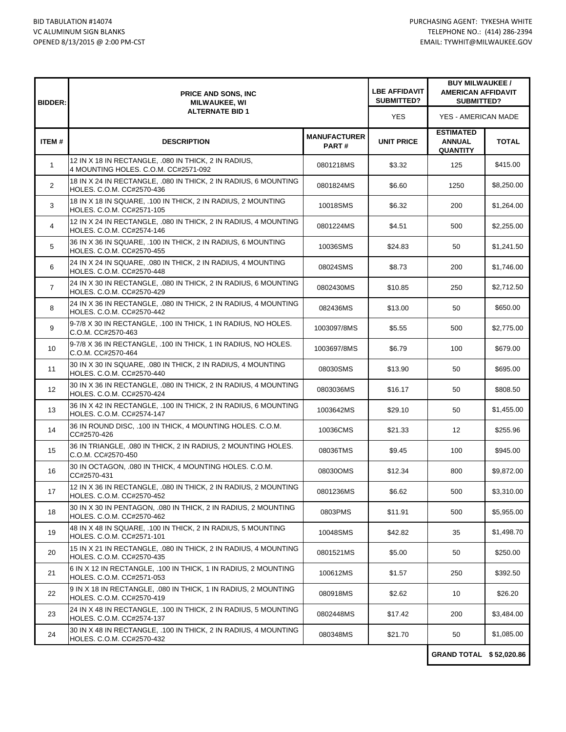BID TABULATION #14074
VC ALUMINUM SIGN BLANKS
OPENED 8/13/2015 @ 2:00 PM-CST

PURCHASING AGENT: TYKESHA WHITE
TELEPHONE NO.: (414) 286-2394
EMAIL: TYWHIT@MILWAUKEE.GOV

| BIDDER: | PRICE AND SONS, INC MILWAUKEE, WI ALTERNATE BID 1 | | LBE AFFIDAVIT SUBMITTED? | BUY MILWAUKEE / AMERICAN AFFIDAVIT SUBMITTED? | |
|---|---|---|---|---|---|
| | | | YES | YES - AMERICAN MADE | |
| **ITEM #** | **DESCRIPTION** | **MANUFACTURER PART #** | **UNIT PRICE** | **ESTIMATED ANNUAL QUANTITY** | **TOTAL** |
| 1 | 12 IN X 18 IN RECTANGLE, .080 IN THICK, 2 IN RADIUS, 4 MOUNTING HOLES. C.O.M. CC#2571-092 | 0801218MS | $3.32 | 125 | $415.00 |
| 2 | 18 IN X 24 IN RECTANGLE, .080 IN THICK, 2 IN RADIUS, 6 MOUNTING HOLES. C.O.M. CC#2570-436 | 0801824MS | $6.60 | 1250 | $8,250.00 |
| 3 | 18 IN X 18 IN SQUARE, .100 IN THICK, 2 IN RADIUS, 2 MOUNTING HOLES. C.O.M. CC#2571-105 | 10018SMS | $6.32 | 200 | $1,264.00 |
| 4 | 12 IN X 24 IN RECTANGLE, .080 IN THICK, 2 IN RADIUS, 4 MOUNTING HOLES. C.O.M. CC#2574-146 | 0801224MS | $4.51 | 500 | $2,255.00 |
| 5 | 36 IN X 36 IN SQUARE, .100 IN THICK, 2 IN RADIUS, 6 MOUNTING HOLES. C.O.M. CC#2570-455 | 10036SMS | $24.83 | 50 | $1,241.50 |
| 6 | 24 IN X 24 IN SQUARE, .080 IN THICK, 2 IN RADIUS, 4 MOUNTING HOLES. C.O.M. CC#2570-448 | 08024SMS | $8.73 | 200 | $1,746.00 |
| 7 | 24 IN X 30 IN RECTANGLE, .080 IN THICK, 2 IN RADIUS, 6 MOUNTING HOLES. C.O.M. CC#2570-429 | 0802430MS | $10.85 | 250 | $2,712.50 |
| 8 | 24 IN X 36 IN RECTANGLE, .080 IN THICK, 2 IN RADIUS, 4 MOUNTING HOLES. C.O.M. CC#2570-442 | 082436MS | $13.00 | 50 | $650.00 |
| 9 | 9-7/8 X 30 IN RECTANGLE, .100 IN THICK, 1 IN RADIUS, NO HOLES. C.O.M. CC#2570-463 | 1003097/8MS | $5.55 | 500 | $2,775.00 |
| 10 | 9-7/8 X 36 IN RECTANGLE, .100 IN THICK, 1 IN RADIUS, NO HOLES. C.O.M. CC#2570-464 | 1003697/8MS | $6.79 | 100 | $679.00 |
| 11 | 30 IN X 30 IN SQUARE, .080 IN THICK, 2 IN RADIUS, 4 MOUNTING HOLES. C.O.M. CC#2570-440 | 08030SMS | $13.90 | 50 | $695.00 |
| 12 | 30 IN X 36 IN RECTANGLE, .080 IN THICK, 2 IN RADIUS, 4 MOUNTING HOLES. C.O.M. CC#2570-424 | 0803036MS | $16.17 | 50 | $808.50 |
| 13 | 36 IN X 42 IN RECTANGLE, .100 IN THICK, 2 IN RADIUS, 6 MOUNTING HOLES. C.O.M. CC#2574-147 | 1003642MS | $29.10 | 50 | $1,455.00 |
| 14 | 36 IN ROUND DISC, .100 IN THICK, 4 MOUNTING HOLES. C.O.M. CC#2570-426 | 10036CMS | $21.33 | 12 | $255.96 |
| 15 | 36 IN TRIANGLE, .080 IN THICK, 2 IN RADIUS, 2 MOUNTING HOLES. C.O.M. CC#2570-450 | 08036TMS | $9.45 | 100 | $945.00 |
| 16 | 30 IN OCTAGON, .080 IN THICK, 4 MOUNTING HOLES. C.O.M. CC#2570-431 | 08030OMS | $12.34 | 800 | $9,872.00 |
| 17 | 12 IN X 36 IN RECTANGLE, .080 IN THICK, 2 IN RADIUS, 2 MOUNTING HOLES. C.O.M. CC#2570-452 | 0801236MS | $6.62 | 500 | $3,310.00 |
| 18 | 30 IN X 30 IN PENTAGON, .080 IN THICK, 2 IN RADIUS, 2 MOUNTING HOLES. C.O.M. CC#2570-462 | 0803PMS | $11.91 | 500 | $5,955.00 |
| 19 | 48 IN X 48 IN SQUARE, .100 IN THICK, 2 IN RADIUS, 5 MOUNTING HOLES. C.O.M. CC#2571-101 | 10048SMS | $42.82 | 35 | $1,498.70 |
| 20 | 15 IN X 21 IN RECTANGLE, .080 IN THICK, 2 IN RADIUS, 4 MOUNTING HOLES. C.O.M. CC#2570-435 | 0801521MS | $5.00 | 50 | $250.00 |
| 21 | 6 IN X 12 IN RECTANGLE, .100 IN THICK, 1 IN RADIUS, 2 MOUNTING HOLES. C.O.M. CC#2571-053 | 100612MS | $1.57 | 250 | $392.50 |
| 22 | 9 IN X 18 IN RECTANGLE, .080 IN THICK, 1 IN RADIUS, 2 MOUNTING HOLES. C.O.M. CC#2570-419 | 080918MS | $2.62 | 10 | $26.20 |
| 23 | 24 IN X 48 IN RECTANGLE, .100 IN THICK, 2 IN RADIUS, 5 MOUNTING HOLES. C.O.M. CC#2574-137 | 0802448MS | $17.42 | 200 | $3,484.00 |
| 24 | 30 IN X 48 IN RECTANGLE, .100 IN THICK, 2 IN RADIUS, 4 MOUNTING HOLES. C.O.M. CC#2570-432 | 080348MS | $21.70 | 50 | $1,085.00 |
| | | | | **GRAND TOTAL** | **$ 52,020.86** |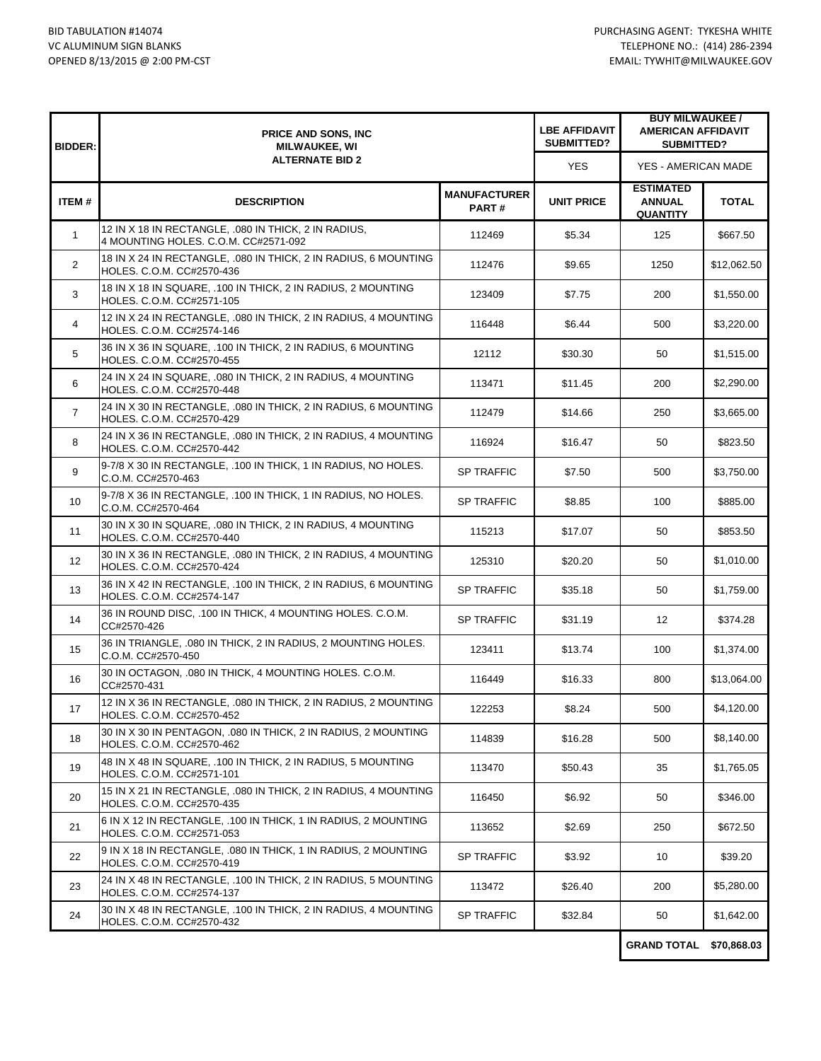BID TABULATION #14074
VC ALUMINUM SIGN BLANKS
OPENED 8/13/2015 @ 2:00 PM-CST

PURCHASING AGENT: TYKESHA WHITE
TELEPHONE NO.: (414) 286-2394
EMAIL: TYWHIT@MILWAUKEE.GOV

| BIDDER: | PRICE AND SONS, INC MILWAUKEE, WI ALTERNATE BID 2 | | LBE AFFIDAVIT SUBMITTED? | BUY MILWAUKEE / AMERICAN AFFIDAVIT SUBMITTED? | |
|---|---|---|---|---|---|
| | | | YES | YES - AMERICAN MADE | |
| **ITEM #** | **DESCRIPTION** | **MANUFACTURER PART #** | **UNIT PRICE** | **ESTIMATED ANNUAL QUANTITY** | **TOTAL** |
| 1 | 12 IN X 18 IN RECTANGLE, .080 IN THICK, 2 IN RADIUS, 4 MOUNTING HOLES. C.O.M. CC#2571-092 | 112469 | $5.34 | 125 | $667.50 |
| 2 | 18 IN X 24 IN RECTANGLE, .080 IN THICK, 2 IN RADIUS, 6 MOUNTING HOLES. C.O.M. CC#2570-436 | 112476 | $9.65 | 1250 | $12,062.50 |
| 3 | 18 IN X 18 IN SQUARE, .100 IN THICK, 2 IN RADIUS, 2 MOUNTING HOLES. C.O.M. CC#2571-105 | 123409 | $7.75 | 200 | $1,550.00 |
| 4 | 12 IN X 24 IN RECTANGLE, .080 IN THICK, 2 IN RADIUS, 4 MOUNTING HOLES. C.O.M. CC#2574-146 | 116448 | $6.44 | 500 | $3,220.00 |
| 5 | 36 IN X 36 IN SQUARE, .100 IN THICK, 2 IN RADIUS, 6 MOUNTING HOLES. C.O.M. CC#2570-455 | 12112 | $30.30 | 50 | $1,515.00 |
| 6 | 24 IN X 24 IN SQUARE, .080 IN THICK, 2 IN RADIUS, 4 MOUNTING HOLES. C.O.M. CC#2570-448 | 113471 | $11.45 | 200 | $2,290.00 |
| 7 | 24 IN X 30 IN RECTANGLE, .080 IN THICK, 2 IN RADIUS, 6 MOUNTING HOLES. C.O.M. CC#2570-429 | 112479 | $14.66 | 250 | $3,665.00 |
| 8 | 24 IN X 36 IN RECTANGLE, .080 IN THICK, 2 IN RADIUS, 4 MOUNTING HOLES. C.O.M. CC#2570-442 | 116924 | $16.47 | 50 | $823.50 |
| 9 | 9-7/8 X 30 IN RECTANGLE, .100 IN THICK, 1 IN RADIUS, NO HOLES. C.O.M. CC#2570-463 | SP TRAFFIC | $7.50 | 500 | $3,750.00 |
| 10 | 9-7/8 X 36 IN RECTANGLE, .100 IN THICK, 1 IN RADIUS, NO HOLES. C.O.M. CC#2570-464 | SP TRAFFIC | $8.85 | 100 | $885.00 |
| 11 | 30 IN X 30 IN SQUARE, .080 IN THICK, 2 IN RADIUS, 4 MOUNTING HOLES. C.O.M. CC#2570-440 | 115213 | $17.07 | 50 | $853.50 |
| 12 | 30 IN X 36 IN RECTANGLE, .080 IN THICK, 2 IN RADIUS, 4 MOUNTING HOLES. C.O.M. CC#2570-424 | 125310 | $20.20 | 50 | $1,010.00 |
| 13 | 36 IN X 42 IN RECTANGLE, .100 IN THICK, 2 IN RADIUS, 6 MOUNTING HOLES. C.O.M. CC#2574-147 | SP TRAFFIC | $35.18 | 50 | $1,759.00 |
| 14 | 36 IN ROUND DISC, .100 IN THICK, 4 MOUNTING HOLES. C.O.M. CC#2570-426 | SP TRAFFIC | $31.19 | 12 | $374.28 |
| 15 | 36 IN TRIANGLE, .080 IN THICK, 2 IN RADIUS, 2 MOUNTING HOLES. C.O.M. CC#2570-450 | 123411 | $13.74 | 100 | $1,374.00 |
| 16 | 30 IN OCTAGON, .080 IN THICK, 4 MOUNTING HOLES. C.O.M. CC#2570-431 | 116449 | $16.33 | 800 | $13,064.00 |
| 17 | 12 IN X 36 IN RECTANGLE, .080 IN THICK, 2 IN RADIUS, 2 MOUNTING HOLES. C.O.M. CC#2570-452 | 122253 | $8.24 | 500 | $4,120.00 |
| 18 | 30 IN X 30 IN PENTAGON, .080 IN THICK, 2 IN RADIUS, 2 MOUNTING HOLES. C.O.M. CC#2570-462 | 114839 | $16.28 | 500 | $8,140.00 |
| 19 | 48 IN X 48 IN SQUARE, .100 IN THICK, 2 IN RADIUS, 5 MOUNTING HOLES. C.O.M. CC#2571-101 | 113470 | $50.43 | 35 | $1,765.05 |
| 20 | 15 IN X 21 IN RECTANGLE, .080 IN THICK, 2 IN RADIUS, 4 MOUNTING HOLES. C.O.M. CC#2570-435 | 116450 | $6.92 | 50 | $346.00 |
| 21 | 6 IN X 12 IN RECTANGLE, .100 IN THICK, 1 IN RADIUS, 2 MOUNTING HOLES. C.O.M. CC#2571-053 | 113652 | $2.69 | 250 | $672.50 |
| 22 | 9 IN X 18 IN RECTANGLE, .080 IN THICK, 1 IN RADIUS, 2 MOUNTING HOLES. C.O.M. CC#2570-419 | SP TRAFFIC | $3.92 | 10 | $39.20 |
| 23 | 24 IN X 48 IN RECTANGLE, .100 IN THICK, 2 IN RADIUS, 5 MOUNTING HOLES. C.O.M. CC#2574-137 | 113472 | $26.40 | 200 | $5,280.00 |
| 24 | 30 IN X 48 IN RECTANGLE, .100 IN THICK, 2 IN RADIUS, 4 MOUNTING HOLES. C.O.M. CC#2570-432 | SP TRAFFIC | $32.84 | 50 | $1,642.00 |
| | | | | **GRAND TOTAL** | **$70,868.03** |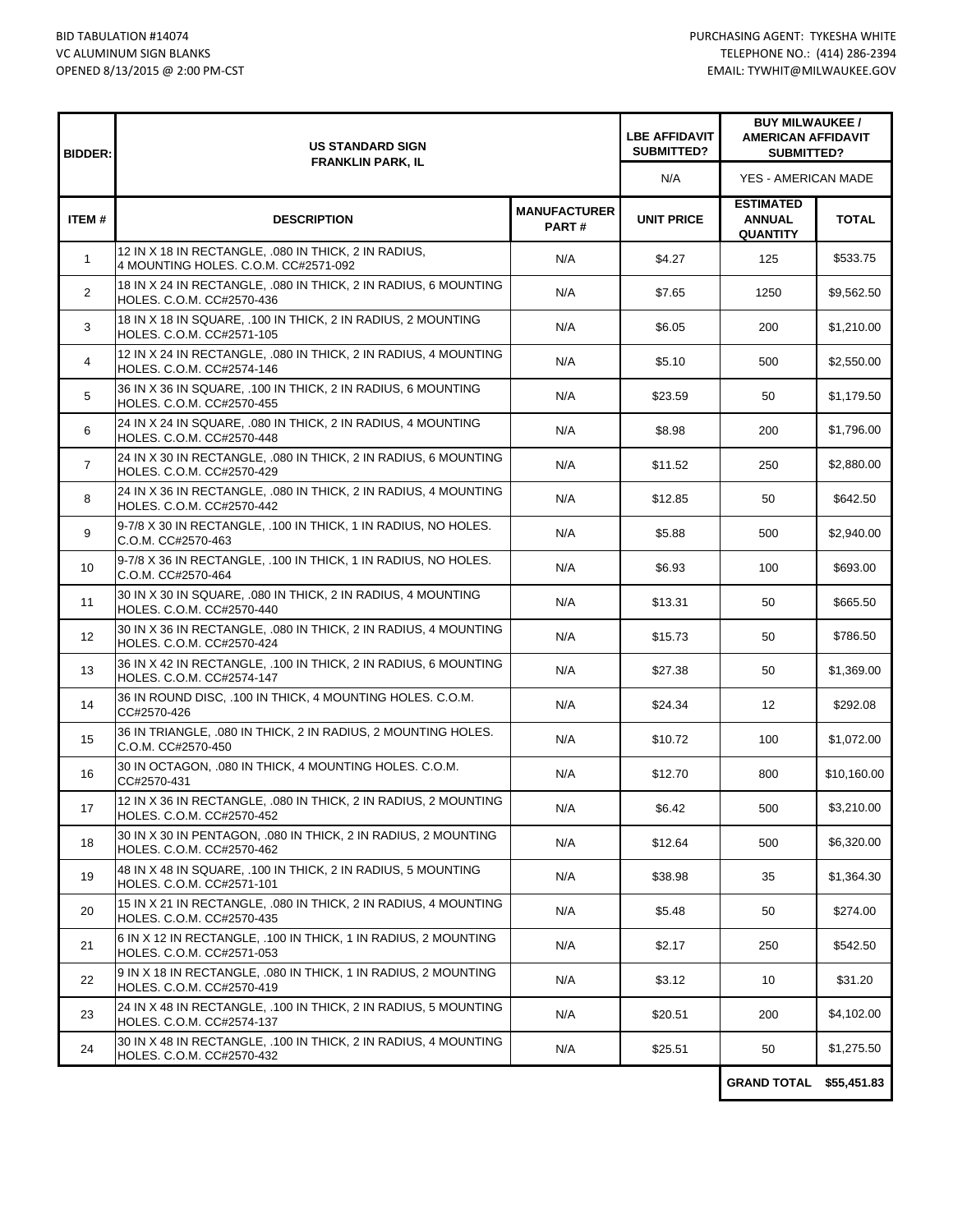BID TABULATION #14074
VC ALUMINUM SIGN BLANKS
OPENED 8/13/2015 @ 2:00 PM-CST

PURCHASING AGENT: TYKESHA WHITE
TELEPHONE NO.: (414) 286-2394
EMAIL: TYWHIT@MILWAUKEE.GOV

| BIDDER: | US STANDARD SIGN FRANKLIN PARK, IL | | LBE AFFIDAVIT SUBMITTED? | BUY MILWAUKEE / AMERICAN AFFIDAVIT SUBMITTED? | |
|---|---|---|---|---|---|
| | | | N/A | YES - AMERICAN MADE | |
| **ITEM #** | **DESCRIPTION** | **MANUFACTURER PART #** | **UNIT PRICE** | **ESTIMATED ANNUAL QUANTITY** | **TOTAL** |
| 1 | 12 IN X 18 IN RECTANGLE, .080 IN THICK, 2 IN RADIUS, 4 MOUNTING HOLES. C.O.M. CC#2571-092 | N/A | $4.27 | 125 | $533.75 |
| 2 | 18 IN X 24 IN RECTANGLE, .080 IN THICK, 2 IN RADIUS, 6 MOUNTING HOLES. C.O.M. CC#2570-436 | N/A | $7.65 | 1250 | $9,562.50 |
| 3 | 18 IN X 18 IN SQUARE, .100 IN THICK, 2 IN RADIUS, 2 MOUNTING HOLES. C.O.M. CC#2571-105 | N/A | $6.05 | 200 | $1,210.00 |
| 4 | 12 IN X 24 IN RECTANGLE, .080 IN THICK, 2 IN RADIUS, 4 MOUNTING HOLES. C.O.M. CC#2574-146 | N/A | $5.10 | 500 | $2,550.00 |
| 5 | 36 IN X 36 IN SQUARE, .100 IN THICK, 2 IN RADIUS, 6 MOUNTING HOLES. C.O.M. CC#2570-455 | N/A | $23.59 | 50 | $1,179.50 |
| 6 | 24 IN X 24 IN SQUARE, .080 IN THICK, 2 IN RADIUS, 4 MOUNTING HOLES. C.O.M. CC#2570-448 | N/A | $8.98 | 200 | $1,796.00 |
| 7 | 24 IN X 30 IN RECTANGLE, .080 IN THICK, 2 IN RADIUS, 6 MOUNTING HOLES. C.O.M. CC#2570-429 | N/A | $11.52 | 250 | $2,880.00 |
| 8 | 24 IN X 36 IN RECTANGLE, .080 IN THICK, 2 IN RADIUS, 4 MOUNTING HOLES. C.O.M. CC#2570-442 | N/A | $12.85 | 50 | $642.50 |
| 9 | 9-7/8 X 30 IN RECTANGLE, .100 IN THICK, 1 IN RADIUS, NO HOLES. C.O.M. CC#2570-463 | N/A | $5.88 | 500 | $2,940.00 |
| 10 | 9-7/8 X 36 IN RECTANGLE, .100 IN THICK, 1 IN RADIUS, NO HOLES. C.O.M. CC#2570-464 | N/A | $6.93 | 100 | $693.00 |
| 11 | 30 IN X 30 IN SQUARE, .080 IN THICK, 2 IN RADIUS, 4 MOUNTING HOLES. C.O.M. CC#2570-440 | N/A | $13.31 | 50 | $665.50 |
| 12 | 30 IN X 36 IN RECTANGLE, .080 IN THICK, 2 IN RADIUS, 4 MOUNTING HOLES. C.O.M. CC#2570-424 | N/A | $15.73 | 50 | $786.50 |
| 13 | 36 IN X 42 IN RECTANGLE, .100 IN THICK, 2 IN RADIUS, 6 MOUNTING HOLES. C.O.M. CC#2574-147 | N/A | $27.38 | 50 | $1,369.00 |
| 14 | 36 IN ROUND DISC, .100 IN THICK, 4 MOUNTING HOLES. C.O.M. CC#2570-426 | N/A | $24.34 | 12 | $292.08 |
| 15 | 36 IN TRIANGLE, .080 IN THICK, 2 IN RADIUS, 2 MOUNTING HOLES. C.O.M. CC#2570-450 | N/A | $10.72 | 100 | $1,072.00 |
| 16 | 30 IN OCTAGON, .080 IN THICK, 4 MOUNTING HOLES. C.O.M. CC#2570-431 | N/A | $12.70 | 800 | $10,160.00 |
| 17 | 12 IN X 36 IN RECTANGLE, .080 IN THICK, 2 IN RADIUS, 2 MOUNTING HOLES. C.O.M. CC#2570-452 | N/A | $6.42 | 500 | $3,210.00 |
| 18 | 30 IN X 30 IN PENTAGON, .080 IN THICK, 2 IN RADIUS, 2 MOUNTING HOLES. C.O.M. CC#2570-462 | N/A | $12.64 | 500 | $6,320.00 |
| 19 | 48 IN X 48 IN SQUARE, .100 IN THICK, 2 IN RADIUS, 5 MOUNTING HOLES. C.O.M. CC#2571-101 | N/A | $38.98 | 35 | $1,364.30 |
| 20 | 15 IN X 21 IN RECTANGLE, .080 IN THICK, 2 IN RADIUS, 4 MOUNTING HOLES. C.O.M. CC#2570-435 | N/A | $5.48 | 50 | $274.00 |
| 21 | 6 IN X 12 IN RECTANGLE, .100 IN THICK, 1 IN RADIUS, 2 MOUNTING HOLES. C.O.M. CC#2571-053 | N/A | $2.17 | 250 | $542.50 |
| 22 | 9 IN X 18 IN RECTANGLE, .080 IN THICK, 1 IN RADIUS, 2 MOUNTING HOLES. C.O.M. CC#2570-419 | N/A | $3.12 | 10 | $31.20 |
| 23 | 24 IN X 48 IN RECTANGLE, .100 IN THICK, 2 IN RADIUS, 5 MOUNTING HOLES. C.O.M. CC#2574-137 | N/A | $20.51 | 200 | $4,102.00 |
| 24 | 30 IN X 48 IN RECTANGLE, .100 IN THICK, 2 IN RADIUS, 4 MOUNTING HOLES. C.O.M. CC#2570-432 | N/A | $25.51 | 50 | $1,275.50 |
| | | | | **GRAND TOTAL** | **$55,451.83** |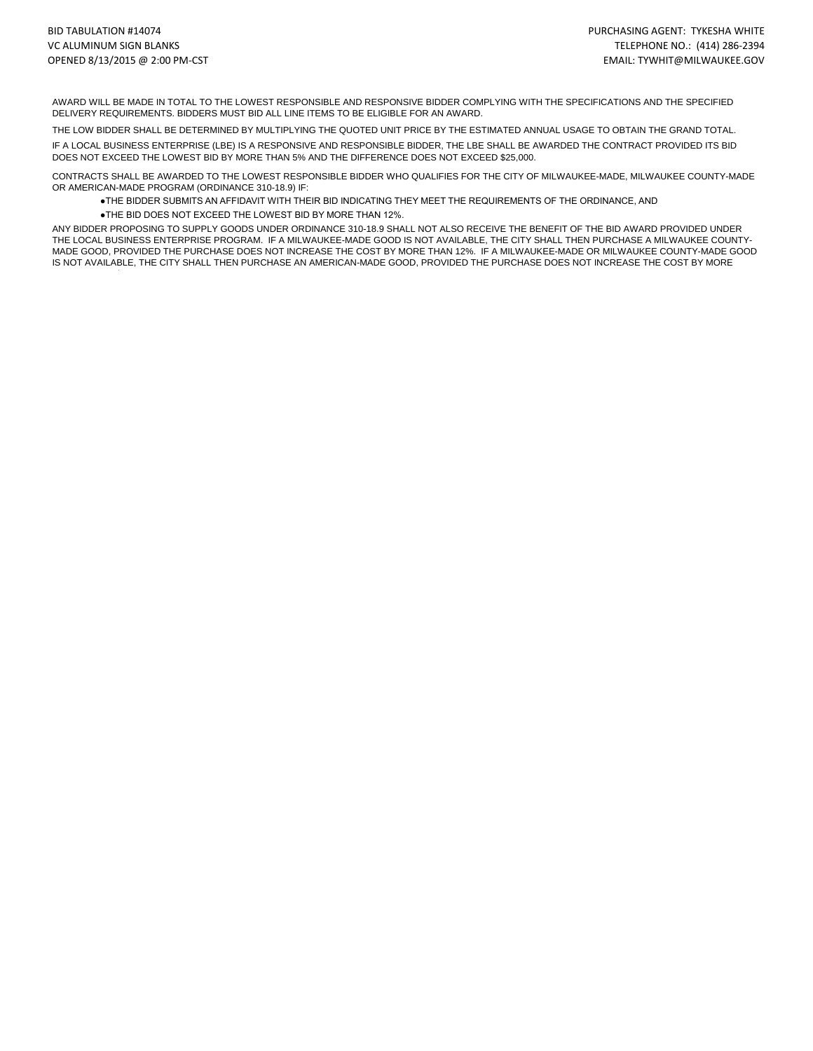BID TABULATION #14074
VC ALUMINUM SIGN BLANKS
OPENED 8/13/2015 @ 2:00 PM-CST

PURCHASING AGENT: TYKESHA WHITE
TELEPHONE NO.: (414) 286-2394
EMAIL: TYWHIT@MILWAUKEE.GOV

AWARD WILL BE MADE IN TOTAL TO THE LOWEST RESPONSIBLE AND RESPONSIVE BIDDER COMPLYING WITH THE SPECIFICATIONS AND THE SPECIFIED DELIVERY REQUIREMENTS. BIDDERS MUST BID ALL LINE ITEMS TO BE ELIGIBLE FOR AN AWARD.

THE LOW BIDDER SHALL BE DETERMINED BY MULTIPLYING THE QUOTED UNIT PRICE BY THE ESTIMATED ANNUAL USAGE TO OBTAIN THE GRAND TOTAL.

IF A LOCAL BUSINESS ENTERPRISE (LBE) IS A RESPONSIVE AND RESPONSIBLE BIDDER, THE LBE SHALL BE AWARDED THE CONTRACT PROVIDED ITS BID DOES NOT EXCEED THE LOWEST BID BY MORE THAN 5% AND THE DIFFERENCE DOES NOT EXCEED $25,000.

CONTRACTS SHALL BE AWARDED TO THE LOWEST RESPONSIBLE BIDDER WHO QUALIFIES FOR THE CITY OF MILWAUKEE-MADE, MILWAUKEE COUNTY-MADE OR AMERICAN-MADE PROGRAM (ORDINANCE 310-18.9) IF:

- THE BIDDER SUBMITS AN AFFIDAVIT WITH THEIR BID INDICATING THEY MEET THE REQUIREMENTS OF THE ORDINANCE, AND
- THE BID DOES NOT EXCEED THE LOWEST BID BY MORE THAN 12%.

ANY BIDDER PROPOSING TO SUPPLY GOODS UNDER ORDINANCE 310-18.9 SHALL NOT ALSO RECEIVE THE BENEFIT OF THE BID AWARD PROVIDED UNDER THE LOCAL BUSINESS ENTERPRISE PROGRAM. IF A MILWAUKEE-MADE GOOD IS NOT AVAILABLE, THE CITY SHALL THEN PURCHASE A MILWAUKEE COUNTY-MADE GOOD, PROVIDED THE PURCHASE DOES NOT INCREASE THE COST BY MORE THAN 12%. IF A MILWAUKEE-MADE OR MILWAUKEE COUNTY-MADE GOOD IS NOT AVAILABLE, THE CITY SHALL THEN PURCHASE AN AMERICAN-MADE GOOD, PROVIDED THE PURCHASE DOES NOT INCREASE THE COST BY MORE